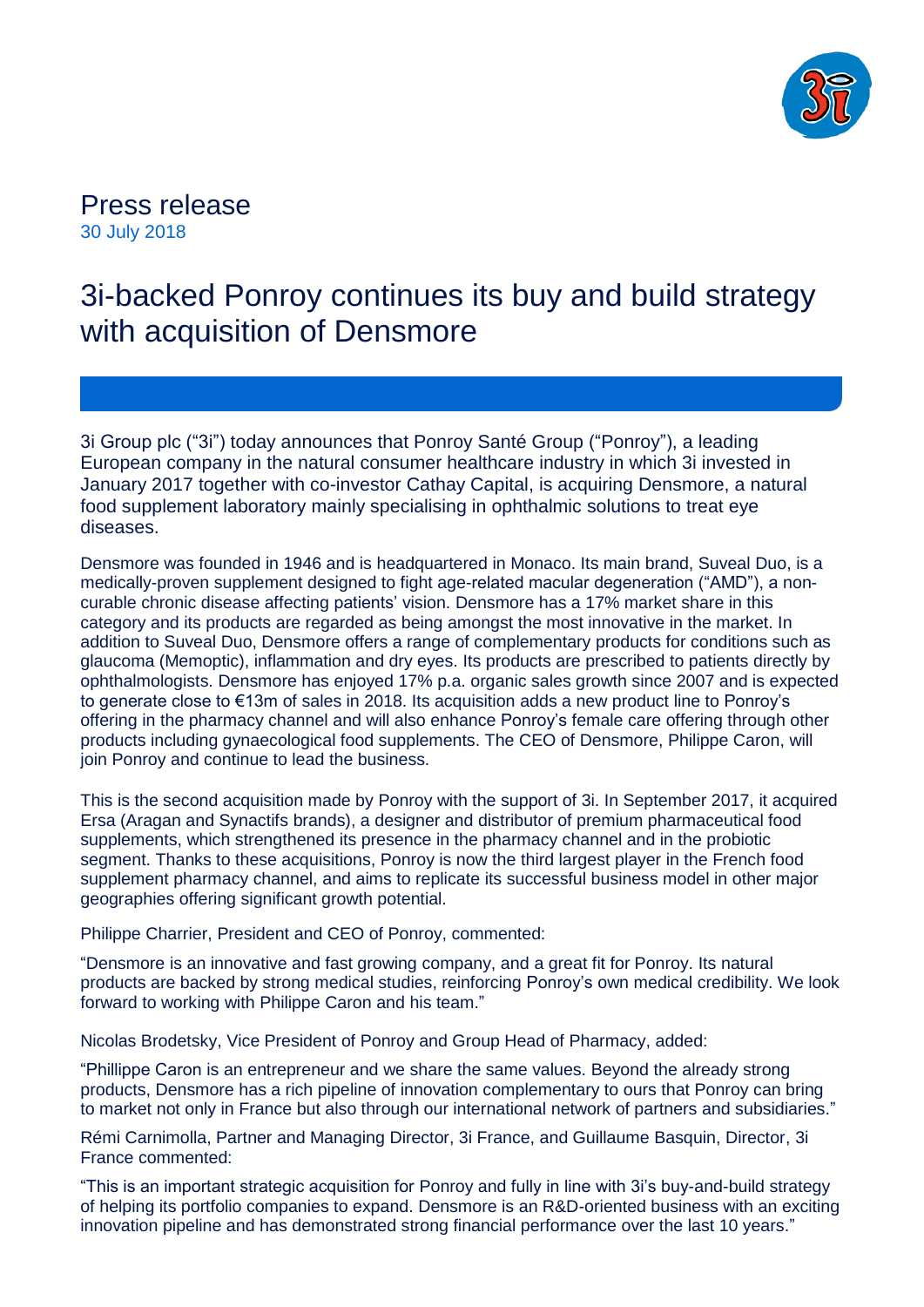Press release

30 July 2018

# 3i-backed Ponroy continues its buy and build strategy with acquisition of Densmore

3i Group plc ("3i") today announces that Ponroy Santé Group ("Ponroy"), a leading European company in the natural consumer healthcare industry in which 3i invested in January 2017 together with co-investor Cathay Capital, is acquiring Densmore, a natural food supplement laboratory mainly specialising in ophthalmic solutions to treat eye diseases.

Densmore was founded in 1946 and is headquartered in Monaco. Its main brand, Suveal Duo, is a medically-proven supplement designed to fight age-related macular degeneration ("AMD"), a non-curable chronic disease affecting patients' vision. Densmore has a 17% market share in this category and its products are regarded as being amongst the most innovative in the market. In addition to Suveal Duo, Densmore offers a range of complementary products for conditions such as glaucoma (Memoptic), inflammation and dry eyes. Its products are prescribed to patients directly by ophthalmologists. Densmore has enjoyed 17% p.a. organic sales growth since 2007 and is expected to generate close to €13m of sales in 2018. Its acquisition adds a new product line to Ponroy's offering in the pharmacy channel and will also enhance Ponroy's female care offering through other products including gynaecological food supplements. The CEO of Densmore, Philippe Caron, will join Ponroy and continue to lead the business.

This is the second acquisition made by Ponroy with the support of 3i. In September 2017, it acquired Ersa (Aragan and Synactifs brands), a designer and distributor of premium pharmaceutical food supplements, which strengthened its presence in the pharmacy channel and in the probiotic segment. Thanks to these acquisitions, Ponroy is now the third largest player in the French food supplement pharmacy channel, and aims to replicate its successful business model in other major geographies offering significant growth potential.

Philippe Charrier, President and CEO of Ponroy, commented:

"Densmore is an innovative and fast growing company, and a great fit for Ponroy. Its natural products are backed by strong medical studies, reinforcing Ponroy's own medical credibility. We look forward to working with Philippe Caron and his team."

Nicolas Brodetsky, Vice President of Ponroy and Group Head of Pharmacy, added:

"Phillippe Caron is an entrepreneur and we share the same values. Beyond the already strong products, Densmore has a rich pipeline of innovation complementary to ours that Ponroy can bring to market not only in France but also through our international network of partners and subsidiaries."

Rémi Carnimolla, Partner and Managing Director, 3i France, and Guillaume Basquin, Director, 3i France commented:

"This is an important strategic acquisition for Ponroy and fully in line with 3i's buy-and-build strategy of helping its portfolio companies to expand. Densmore is an R&D-oriented business with an exciting innovation pipeline and has demonstrated strong financial performance over the last 10 years."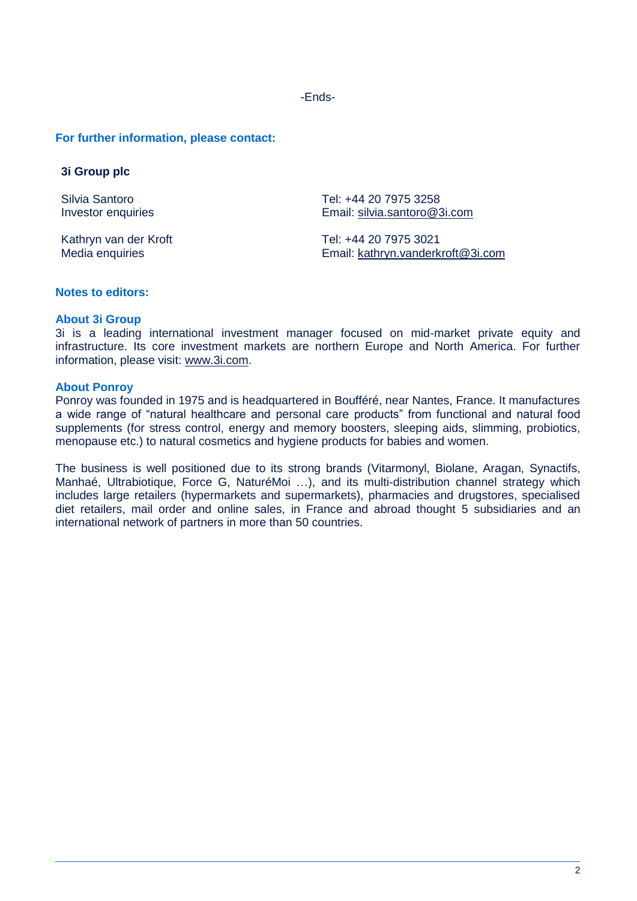-Ends-

**For further information, please contact:**

**3i Group plc**

| | |
|---|---|
| Silvia Santoro<br>Investor enquiries | Tel: +44 20 7975 3258<br>Email: silvia.santoro@3i.com |
| Kathryn van der Kroft<br>Media enquiries | Tel: +44 20 7975 3021<br>Email: kathryn.vanderkroft@3i.com |

**Notes to editors:**

**About 3i Group**

3i is a leading international investment manager focused on mid-market private equity and infrastructure. Its core investment markets are northern Europe and North America. For further information, please visit: www.3i.com.

**About Ponroy**

Ponroy was founded in 1975 and is headquartered in Boufféré, near Nantes, France. It manufactures a wide range of "natural healthcare and personal care products" from functional and natural food supplements (for stress control, energy and memory boosters, sleeping aids, slimming, probiotics, menopause etc.) to natural cosmetics and hygiene products for babies and women.

The business is well positioned due to its strong brands (Vitarmonyl, Biolane, Aragan, Synactifs, Manhaé, Ultrabiotique, Force G, NaturéMoi …), and its multi-distribution channel strategy which includes large retailers (hypermarkets and supermarkets), pharmacies and drugstores, specialised diet retailers, mail order and online sales, in France and abroad thought 5 subsidiaries and an international network of partners in more than 50 countries.